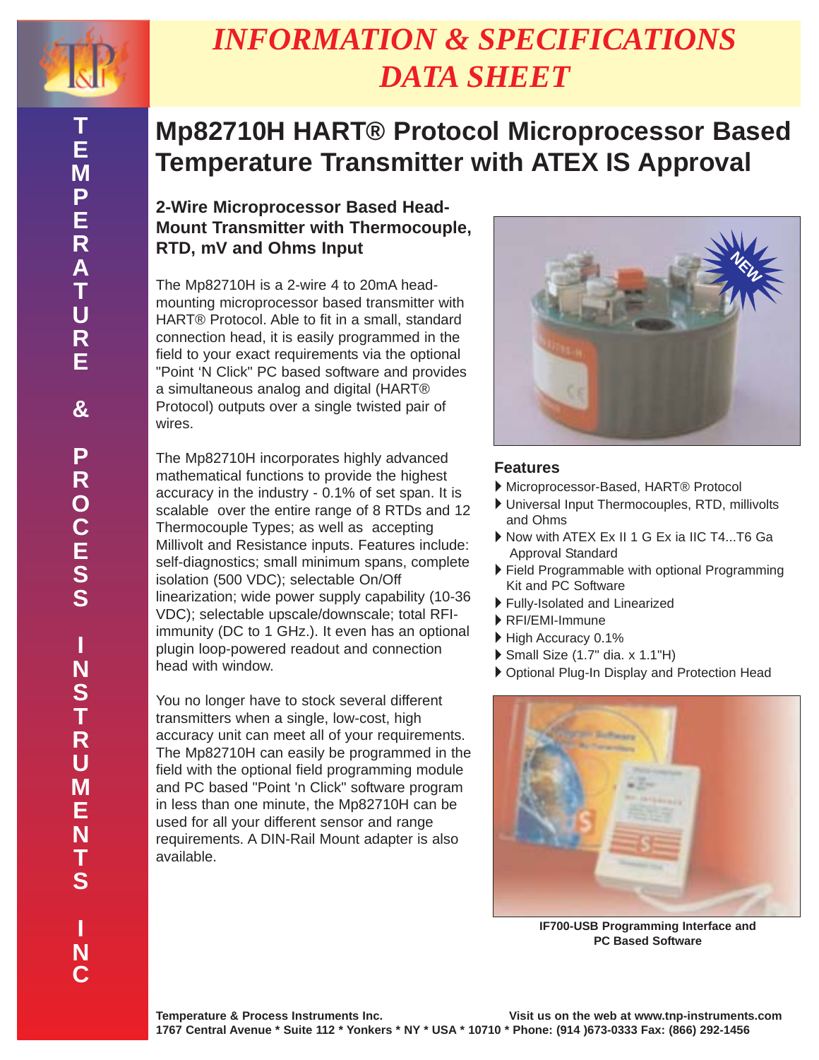# INFORMATION & SPECIFICATIONS DATA SHEET

## Mp82710H HART® Protocol Microprocessor Based Temperature Transmitter with ATEX IS Approval

### 2-Wire Microprocessor Based Head-Mount Transmitter with Thermocouple, RTD, mV and Ohms Input

The Mp82710H is a 2-wire 4 to 20mA head-mounting microprocessor based transmitter with HART® Protocol. Able to fit in a small, standard connection head, it is easily programmed in the field to your exact requirements via the optional "Point 'N Click" PC based software and provides a simultaneous analog and digital (HART® Protocol) outputs over a single twisted pair of wires.

The Mp82710H incorporates highly advanced mathematical functions to provide the highest accuracy in the industry - 0.1% of set span. It is scalable over the entire range of 8 RTDs and 12 Thermocouple Types; as well as accepting Millivolt and Resistance inputs. Features include: self-diagnostics; small minimum spans, complete isolation (500 VDC); selectable On/Off linearization; wide power supply capability (10-36 VDC); selectable upscale/downscale; total RFI-immunity (DC to 1 GHz.). It even has an optional plugin loop-powered readout and connection head with window.

You no longer have to stock several different transmitters when a single, low-cost, high accuracy unit can meet all of your requirements. The Mp82710H can easily be programmed in the field with the optional field programming module and PC based "Point 'n Click" software program in less than one minute, the Mp82710H can be used for all your different sensor and range requirements. A DIN-Rail Mount adapter is also available.

### Features

- Microprocessor-Based, HART® Protocol
- Universal Input Thermocouples, RTD, millivolts and Ohms
- Now with ATEX Ex II 1 G Ex ia IIC T4...T6 Ga Approval Standard
- Field Programmable with optional Programming Kit and PC Software
- Fully-Isolated and Linearized
- RFI/EMI-Immune
- High Accuracy 0.1%
- Small Size (1.7" dia. x 1.1"H)
- Optional Plug-In Display and Protection Head

**IF700-USB Programming Interface and PC Based Software**

**Temperature & Process Instruments Inc.** **Visit us on the web at www.tnp-instruments.com**
**1767 Central Avenue * Suite 112 * Yonkers * NY * USA * 10710 * Phone: (914 )673-0333 Fax: (866) 292-1456**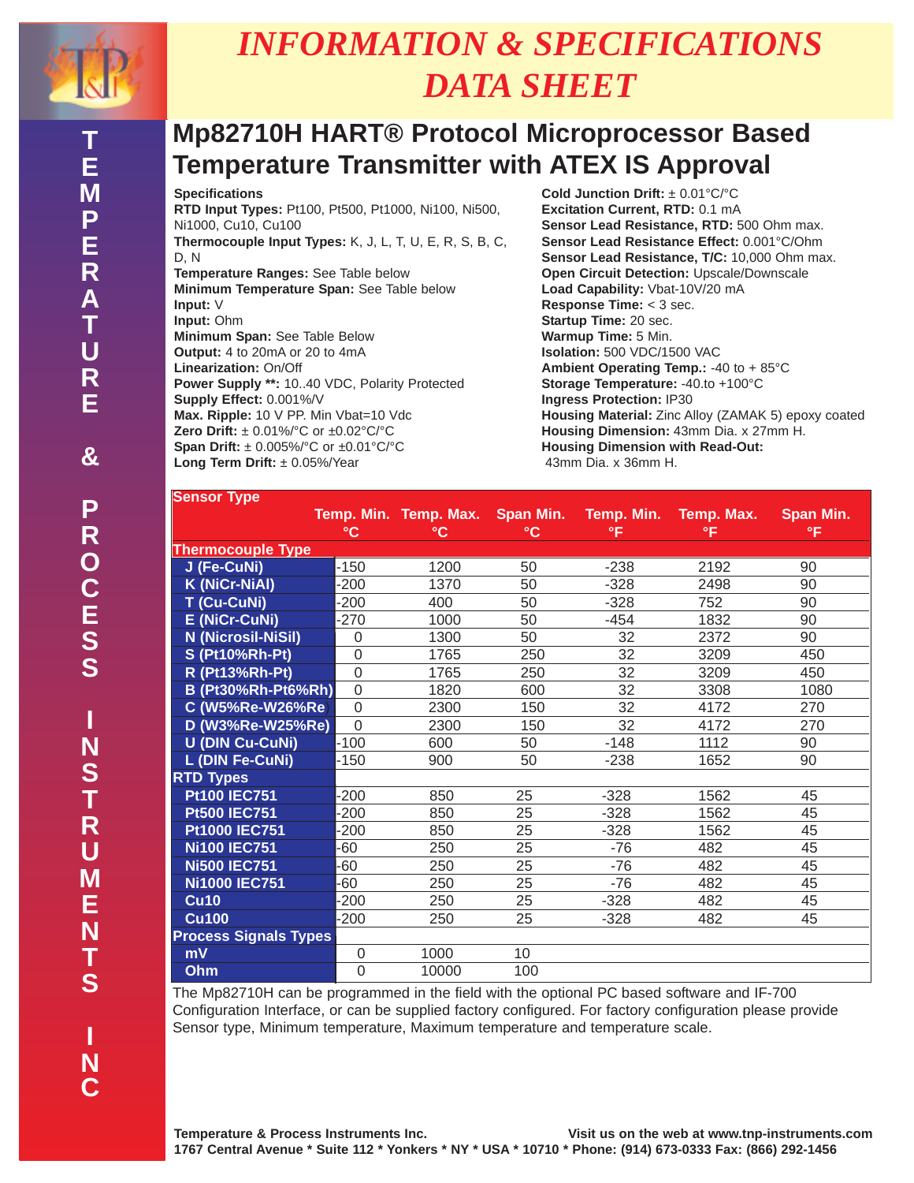# INFORMATION & SPECIFICATIONS DATA SHEET

# Mp82710H HART® Protocol Microprocessor Based Temperature Transmitter with ATEX IS Approval

**Specifications**
**RTD Input Types:** Pt100, Pt500, Pt1000, Ni100, Ni500, Ni1000, Cu10, Cu100
**Thermocouple Input Types:** K, J, L, T, U, E, R, S, B, C, D, N
**Temperature Ranges:** See Table below
**Minimum Temperature Span:** See Table below
**Input:** V
**Input:** Ohm
**Minimum Span:** See Table Below
**Output:** 4 to 20mA or 20 to 4mA
**Linearization:** On/Off
**Power Supply \*\*:** 10..40 VDC, Polarity Protected
**Supply Effect:** 0.001%/V
**Max. Ripple:** 10 V PP. Min Vbat=10 Vdc
**Zero Drift:** ± 0.01%/°C or ±0.02°C/°C
**Span Drift:** ± 0.005%/°C or ±0.01°C/°C
**Long Term Drift:** ± 0.05%/Year
**Cold Junction Drift:** ± 0.01°C/°C
**Excitation Current, RTD:** 0.1 mA
**Sensor Lead Resistance, RTD:** 500 Ohm max.
**Sensor Lead Resistance Effect:** 0.001°C/Ohm
**Sensor Lead Resistance, T/C:** 10,000 Ohm max.
**Open Circuit Detection:** Upscale/Downscale
**Load Capability:** Vbat-10V/20 mA
**Response Time:** < 3 sec.
**Startup Time:** 20 sec.
**Warmup Time:** 5 Min.
**Isolation:** 500 VDC/1500 VAC
**Ambient Operating Temp.:** -40 to + 85°C
**Storage Temperature:** -40.to +100°C
**Ingress Protection:** IP30
**Housing Material:** Zinc Alloy (ZAMAK 5) epoxy coated
**Housing Dimension:** 43mm Dia. x 27mm H.
**Housing Dimension with Read-Out:** 43mm Dia. x 36mm H.

| Sensor Type | Temp. Min. °C | Temp. Max. °C | Span Min. °C | Temp. Min. °F | Temp. Max. °F | Span Min. °F |
|---|---|---|---|---|---|---|
| **Thermocouple Type** | | | | | | |
| J (Fe-CuNi) | -150 | 1200 | 50 | -238 | 2192 | 90 |
| K (NiCr-NiAl) | -200 | 1370 | 50 | -328 | 2498 | 90 |
| T (Cu-CuNi) | -200 | 400 | 50 | -328 | 752 | 90 |
| E (NiCr-CuNi) | -270 | 1000 | 50 | -454 | 1832 | 90 |
| N (Nicrosil-NiSil) | 0 | 1300 | 50 | 32 | 2372 | 90 |
| S (Pt10%Rh-Pt) | 0 | 1765 | 250 | 32 | 3209 | 450 |
| R (Pt13%Rh-Pt) | 0 | 1765 | 250 | 32 | 3209 | 450 |
| B (Pt30%Rh-Pt6%Rh) | 0 | 1820 | 600 | 32 | 3308 | 1080 |
| C (W5%Re-W26%Re) | 0 | 2300 | 150 | 32 | 4172 | 270 |
| D (W3%Re-W25%Re) | 0 | 2300 | 150 | 32 | 4172 | 270 |
| U (DIN Cu-CuNi) | -100 | 600 | 50 | -148 | 1112 | 90 |
| L (DIN Fe-CuNi) | -150 | 900 | 50 | -238 | 1652 | 90 |
| **RTD Types** | | | | | | |
| Pt100 IEC751 | -200 | 850 | 25 | -328 | 1562 | 45 |
| Pt500 IEC751 | -200 | 850 | 25 | -328 | 1562 | 45 |
| Pt1000 IEC751 | -200 | 850 | 25 | -328 | 1562 | 45 |
| Ni100 IEC751 | -60 | 250 | 25 | -76 | 482 | 45 |
| Ni500 IEC751 | -60 | 250 | 25 | -76 | 482 | 45 |
| Ni1000 IEC751 | -60 | 250 | 25 | -76 | 482 | 45 |
| Cu10 | -200 | 250 | 25 | -328 | 482 | 45 |
| Cu100 | -200 | 250 | 25 | -328 | 482 | 45 |
| **Process Signals Types** | | | | | | |
| mV | 0 | 1000 | 10 | | | |
| Ohm | 0 | 10000 | 100 | | | |

The Mp82710H can be programmed in the field with the optional PC based software and IF-700 Configuration Interface, or can be supplied factory configured. For factory configuration please provide Sensor type, Minimum temperature, Maximum temperature and temperature scale.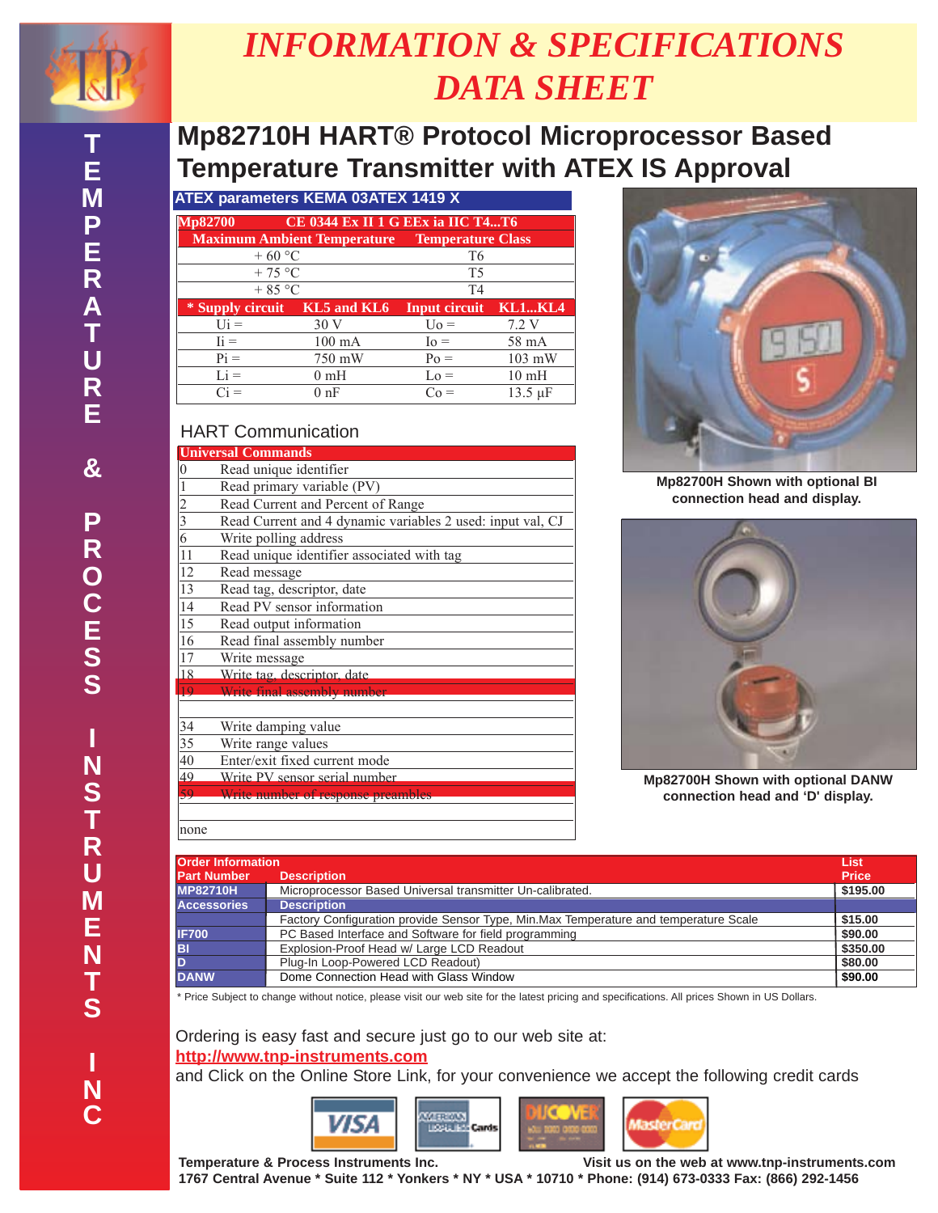# INFORMATION & SPECIFICATIONS DATA SHEET

## Mp82710H HART® Protocol Microprocessor Based Temperature Transmitter with ATEX IS Approval

### ATEX parameters KEMA 03ATEX 1419 X

| Mp82700 | CE 0344 Ex II 1 G EEx ia IIC T4...T6 | | |
|---|---|---|---|
| Maximum Ambient Temperature | | Temperature Class | |
| + 60 °C | | T6 | |
| + 75 °C | | T5 | |
| + 85 °C | | T4 | |
| * Supply circuit | KL5 and KL6 | Input circuit | KL1...KL4 |
| Ui = | 30 V | Uo = | 7.2 V |
| Ii = | 100 mA | Io = | 58 mA |
| Pi = | 750 mW | Po = | 103 mW |
| Li = | 0 mH | Lo = | 10 mH |
| Ci = | 0 nF | Co = | 13.5 µF |

### HART Communication

| Universal Commands | |
|---|---|
| 0 | Read unique identifier |
| 1 | Read primary variable (PV) |
| 2 | Read Current and Percent of Range |
| 3 | Read Current and 4 dynamic variables 2 used: input val, CJ |
| 6 | Write polling address |
| 11 | Read unique identifier associated with tag |
| 12 | Read message |
| 13 | Read tag, descriptor, date |
| 14 | Read PV sensor information |
| 15 | Read output information |
| 16 | Read final assembly number |
| 17 | Write message |
| 18 | Write tag, descriptor, date |
| 19 | Write final assembly number |
| 34 | Write damping value |
| 35 | Write range values |
| 40 | Enter/exit fixed current mode |
| 49 | Write PV sensor serial number |
| 59 | Write number of response preambles |
| none | |

Mp82700H Shown with optional BI connection head and display.

Mp82700H Shown with optional DANW connection head and 'D' display.

| Order Information Part Number | Description | List Price |
|---|---|---|
| MP82710H | Microprocessor Based Universal transmitter Un-calibrated. | $195.00 |
| **Accessories** | **Description** | |
| | Factory Configuration provide Sensor Type, Min.Max Temperature and temperature Scale | $15.00 |
| IF700 | PC Based Interface and Software for field programming | $90.00 |
| BI | Explosion-Proof Head w/ Large LCD Readout | $350.00 |
| D | Plug-In Loop-Powered LCD Readout) | $80.00 |
| DANW | Dome Connection Head with Glass Window | $90.00 |

* Price Subject to change without notice, please visit our web site for the latest pricing and specifications. All prices Shown in US Dollars.

Ordering is easy fast and secure just go to our web site at:
http://www.tnp-instruments.com
and Click on the Online Store Link, for your convenience we accept the following credit cards

**Temperature & Process Instruments Inc.** **Visit us on the web at www.tnp-instruments.com**
**1767 Central Avenue * Suite 112 * Yonkers * NY * USA * 10710 * Phone: (914) 673-0333 Fax: (866) 292-1456**